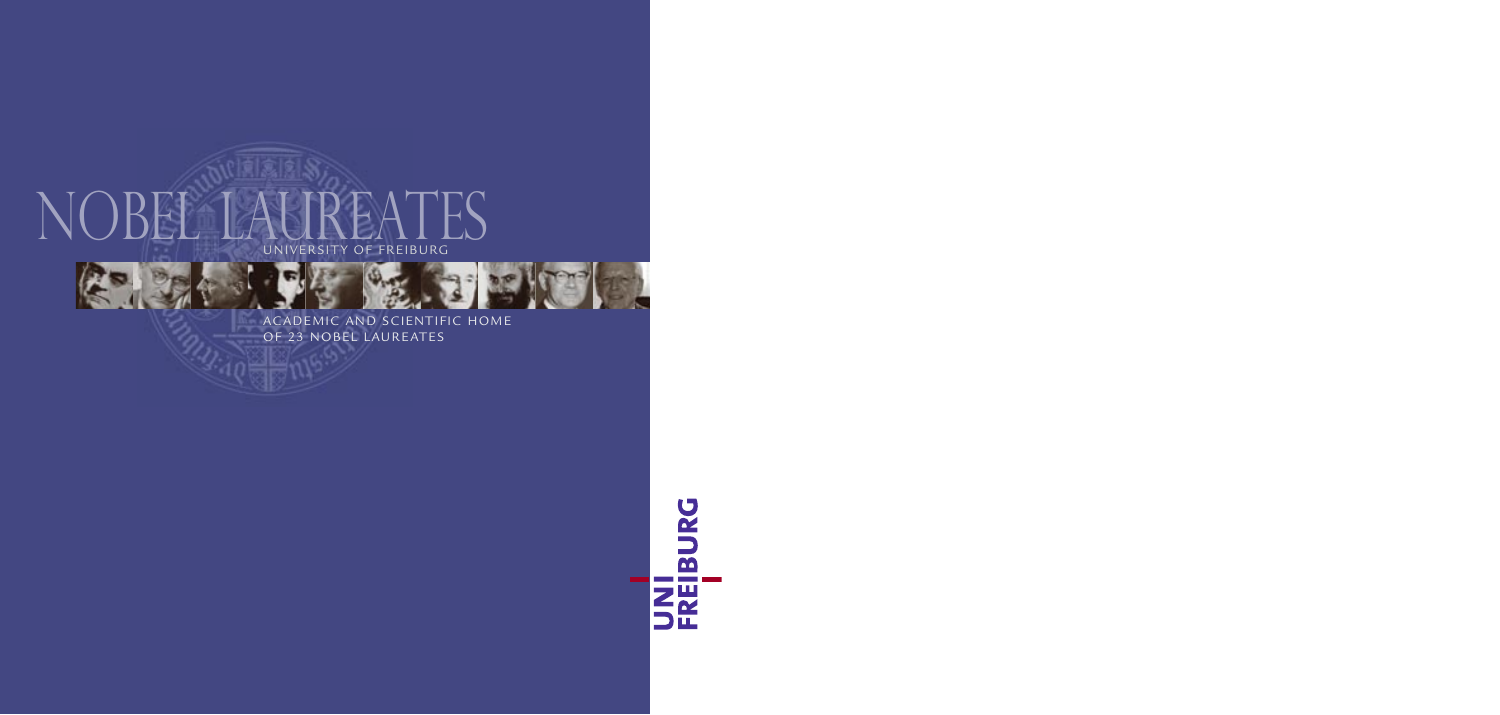# NOBEL LAUREATES

## UNIVERSITY OF FREIBURG

ACADEMIC AND SCIENTIFIC HOME OF 23 NOBEL LAUREATES

UNI FREIBURG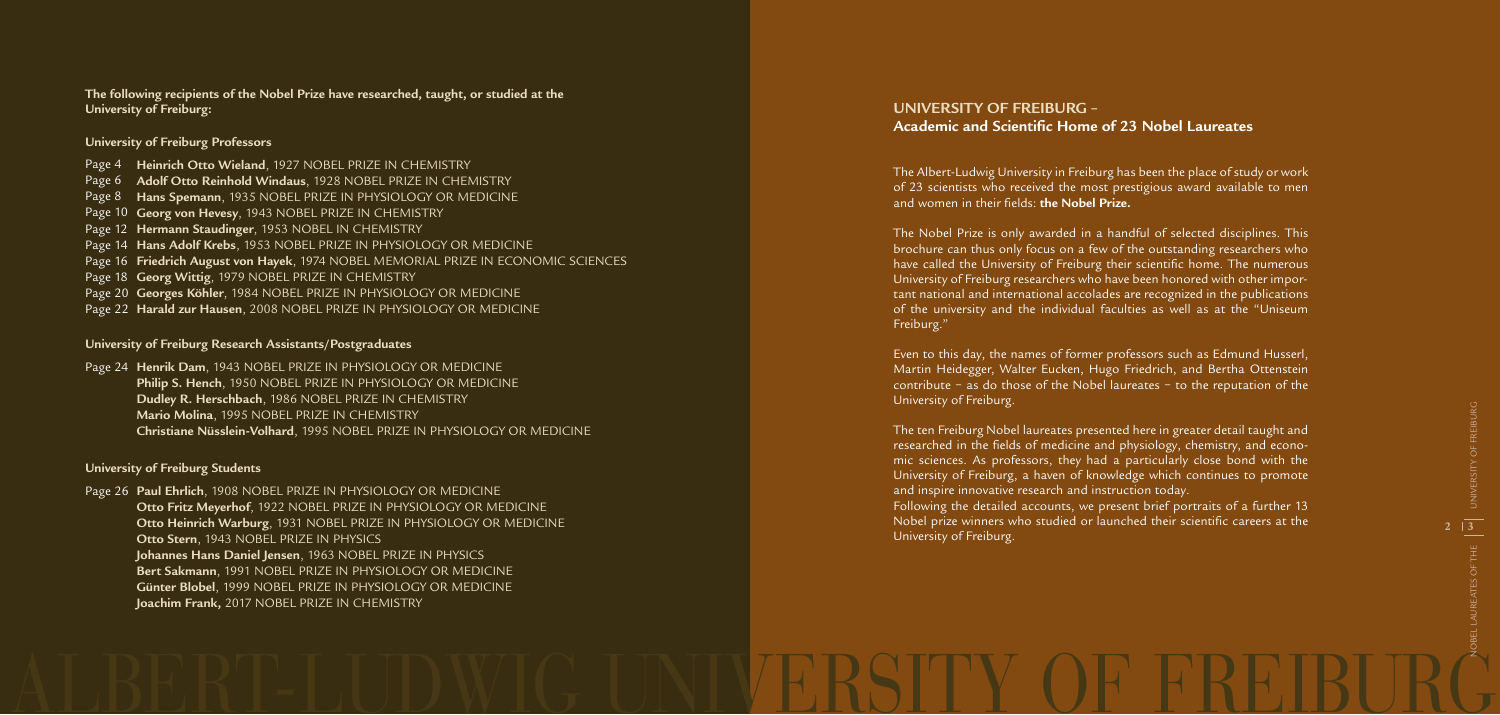**The following recipients of the Nobel Prize have researched, taught, or studied at the University of Freiburg:**

**University of Freiburg Professors**

Page 4 **Heinrich Otto Wieland**, 1927 NOBEL PRIZE IN CHEMISTRY
Page 6 **Adolf Otto Reinhold Windaus**, 1928 NOBEL PRIZE IN CHEMISTRY
Page 8 **Hans Spemann**, 1935 NOBEL PRIZE IN PHYSIOLOGY OR MEDICINE
Page 10 **Georg von Hevesy**, 1943 NOBEL PRIZE IN CHEMISTRY
Page 12 **Hermann Staudinger**, 1953 NOBEL PRIZE IN CHEMISTRY
Page 14 **Hans Adolf Krebs**, 1953 NOBEL PRIZE IN PHYSIOLOGY OR MEDICINE
Page 16 **Friedrich August von Hayek**, 1974 NOBEL MEMORIAL PRIZE IN ECONOMIC SCIENCES
Page 18 **Georg Wittig**, 1979 NOBEL PRIZE IN CHEMISTRY
Page 20 **Georges Köhler**, 1984 NOBEL PRIZE IN PHYSIOLOGY OR MEDICINE
Page 22 **Harald zur Hausen**, 2008 NOBEL PRIZE IN PHYSIOLOGY OR MEDICINE

**University of Freiburg Research Assistants/Postgraduates**

Page 24 **Henrik Dam**, 1943 NOBEL PRIZE IN PHYSIOLOGY OR MEDICINE
**Philip S. Hench**, 1950 NOBEL PRIZE IN PHYSIOLOGY OR MEDICINE
**Dudley R. Herschbach**, 1986 NOBEL PRIZE IN CHEMISTRY
**Mario Molina**, 1995 NOBEL PRIZE IN CHEMISTRY
**Christiane Nüsslein-Volhard**, 1995 NOBEL PRIZE IN PHYSIOLOGY OR MEDICINE

**University of Freiburg Students**

Page 26 **Paul Ehrlich**, 1908 NOBEL PRIZE IN PHYSIOLOGY OR MEDICINE
**Otto Fritz Meyerhof**, 1922 NOBEL PRIZE IN PHYSIOLOGY OR MEDICINE
**Otto Heinrich Warburg**, 1931 NOBEL PRIZE IN PHYSIOLOGY OR MEDICINE
**Otto Stern**, 1943 NOBEL PRIZE IN PHYSICS
**Johannes Hans Daniel Jensen**, 1963 NOBEL PRIZE IN PHYSICS
**Bert Sakmann**, 1991 NOBEL PRIZE IN PHYSIOLOGY OR MEDICINE
**Günter Blobel**, 1999 NOBEL PRIZE IN PHYSIOLOGY OR MEDICINE
**Joachim Frank,** 2017 NOBEL PRIZE IN CHEMISTRY

## UNIVERSITY OF FREIBURG – Academic and Scientific Home of 23 Nobel Laureates

The Albert-Ludwig University in Freiburg has been the place of study or work of 23 scientists who received the most prestigious award available to men and women in their fields: **the Nobel Prize.**

The Nobel Prize is only awarded in a handful of selected disciplines. This brochure can thus only focus on a few of the outstanding researchers who have called the University of Freiburg their scientific home. The numerous University of Freiburg researchers who have been honored with other important national and international accolades are recognized in the publications of the university and the individual faculties as well as at the "Uniseum Freiburg."

Even to this day, the names of former professors such as Edmund Husserl, Martin Heidegger, Walter Eucken, Hugo Friedrich, and Bertha Ottenstein contribute – as do those of the Nobel laureates – to the reputation of the University of Freiburg.

The ten Freiburg Nobel laureates presented here in greater detail taught and researched in the fields of medicine and physiology, chemistry, and economic sciences. As professors, they had a particularly close bond with the University of Freiburg, a haven of knowledge which continues to promote and inspire innovative research and instruction today.
Following the detailed accounts, we present brief portraits of a further 13 Nobel prize winners who studied or launched their scientific careers at the University of Freiburg.

ALBERT-LUDWIG UNIVERSITY OF FREIBURG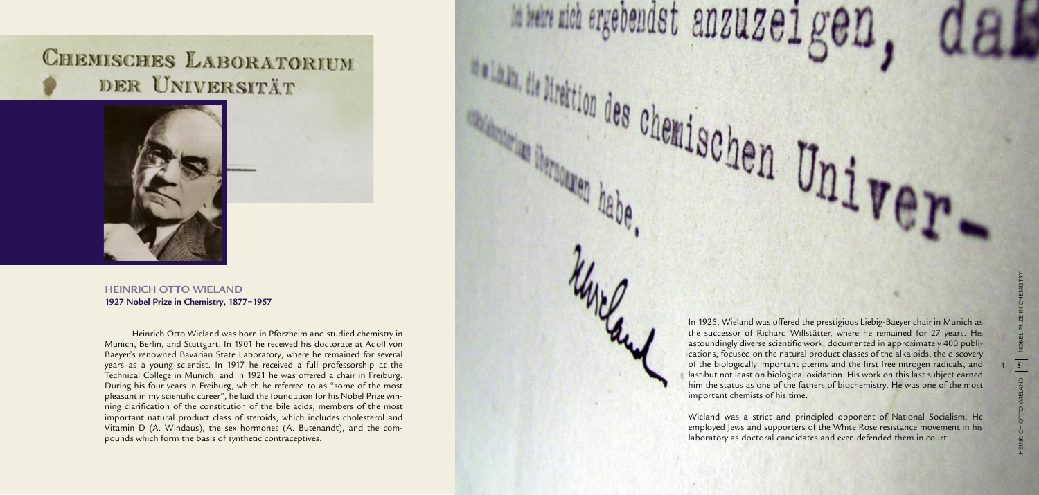Chemisches Laboratorium der Universität

### HEINRICH OTTO WIELAND
**1927 Nobel Prize in Chemistry, 1877–1957**

Heinrich Otto Wieland was born in Pforzheim and studied chemistry in Munich, Berlin, and Stuttgart. In 1901 he received his doctorate at Adolf von Baeyer's renowned Bavarian State Laboratory, where he remained for several years as a young scientist. In 1917 he received a full professorship at the Technical College in Munich, and in 1921 he was offered a chair in Freiburg. During his four years in Freiburg, which he referred to as "some of the most pleasant in my scientific career", he laid the foundation for his Nobel Prize winning clarification of the constitution of the bile acids, members of the most important natural product class of steroids, which includes cholesterol and Vitamin D (A. Windaus), the sex hormones (A. Butenandt), and the compounds which form the basis of synthetic contraceptives.

In 1925, Wieland was offered the prestigious Liebig-Baeyer chair in Munich as the successor of Richard Willstätter, where he remained for 27 years. His astoundingly diverse scientific work, documented in approximately 400 publications, focused on the natural product classes of the alkaloids, the discovery of the biologically important pterins and the first free nitrogen radicals, and last but not least on biological oxidation. His work on this last subject earned him the status as one of the fathers of biochemistry. He was one of the most important chemists of his time.

Wieland was a strict and principled opponent of National Socialism. He employed Jews and supporters of the White Rose resistance movement in his laboratory as doctoral candidates and even defended them in court.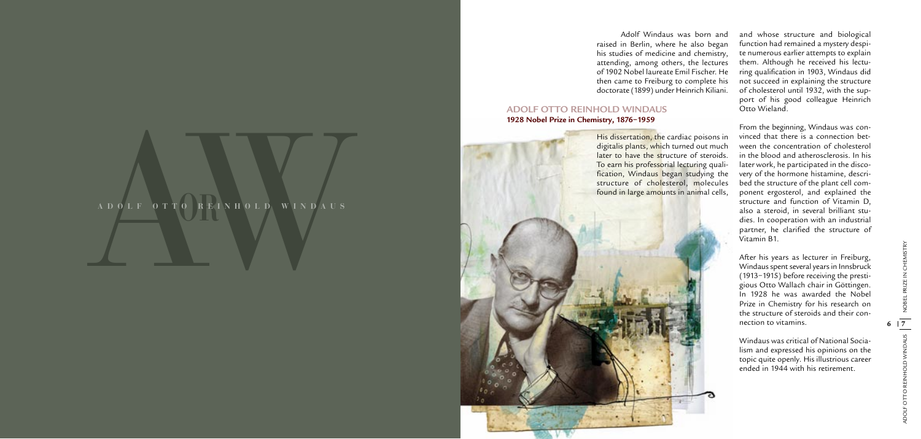# ADOLF OTTO REINHOLD WINDAUS

Adolf Windaus was born and raised in Berlin, where he also began his studies of medicine and chemistry, attending, among others, the lectures of 1902 Nobel laureate Emil Fischer. He then came to Freiburg to complete his doctorate (1899) under Heinrich Kiliani.

## ADOLF OTTO REINHOLD WINDAUS

**1928 Nobel Prize in Chemistry, 1876–1959**

His dissertation, the cardiac poisons in digitalis plants, which turned out much later to have the structure of steroids. To earn his professorial lecturing qualification, Windaus began studying the structure of cholesterol, molecules found in large amounts in animal cells, and whose structure and biological function had remained a mystery despite numerous earlier attempts to explain them. Although he received his lecturing qualification in 1903, Windaus did not succeed in explaining the structure of cholesterol until 1932, with the support of his good colleague Heinrich Otto Wieland.

From the beginning, Windaus was convinced that there is a connection between the concentration of cholesterol in the blood and atherosclerosis. In his later work, he participated in the discovery of the hormone histamine, described the structure of the plant cell component ergosterol, and explained the structure and function of Vitamin D, also a steroid, in several brilliant studies. In cooperation with an industrial partner, he clarified the structure of Vitamin B1.

After his years as lecturer in Freiburg, Windaus spent several years in Innsbruck (1913–1915) before receiving the prestigious Otto Wallach chair in Göttingen. In 1928 he was awarded the Nobel Prize in Chemistry for his research on the structure of steroids and their connection to vitamins.

Windaus was critical of National Socialism and expressed his opinions on the topic quite openly. His illustrious career ended in 1944 with his retirement.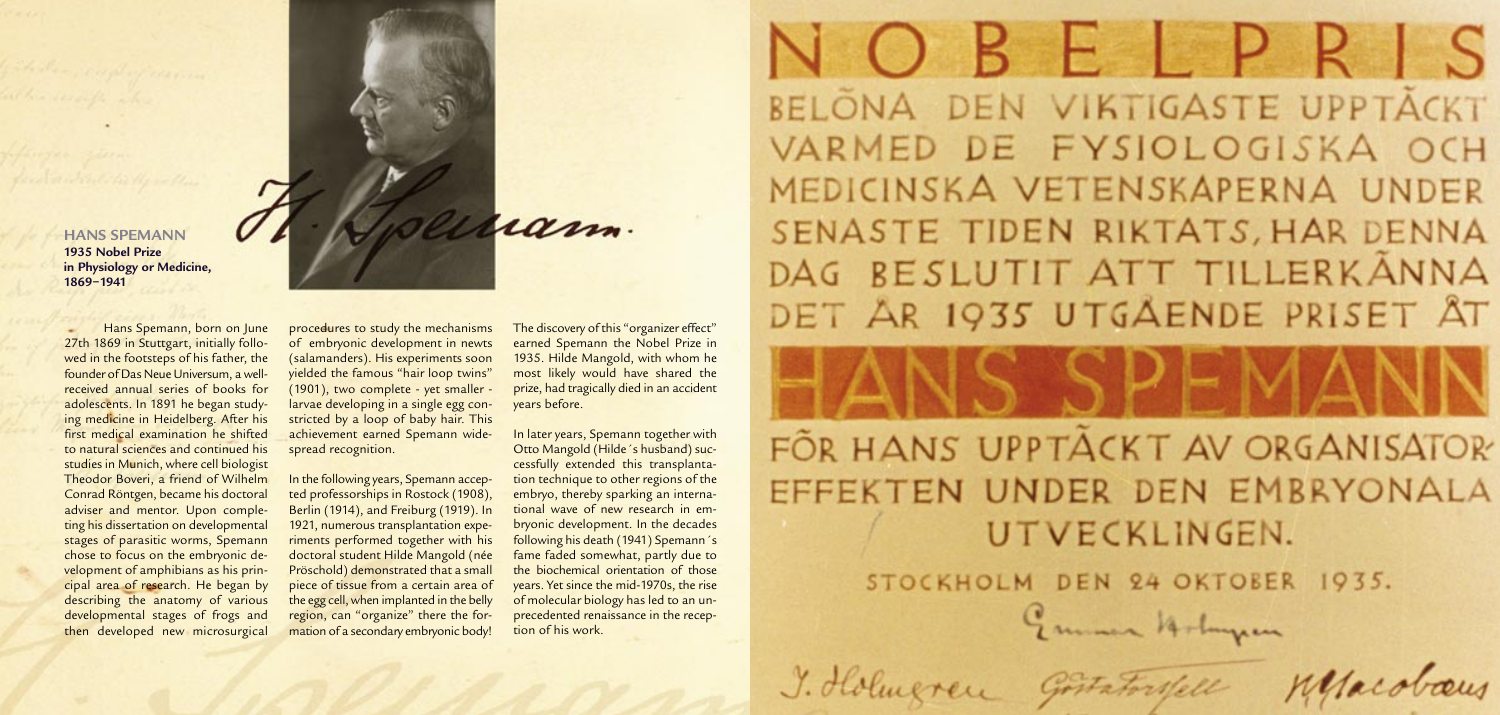## HANS SPEMANN

**1935 Nobel Prize in Physiology or Medicine, 1869–1941**

Hans Spemann, born on June 27th 1869 in Stuttgart, initially followed in the footsteps of his father, the founder of Das Neue Universum, a well-received annual series of books for adolescents. In 1891 he began studying medicine in Heidelberg. After his first medical examination he shifted to natural sciences and continued his studies in Munich, where cell biologist Theodor Boveri, a friend of Wilhelm Conrad Röntgen, became his doctoral adviser and mentor. Upon completing his dissertation on developmental stages of parasitic worms, Spemann chose to focus on the embryonic development of amphibians as his principal area of research. He began by describing the anatomy of various developmental stages of frogs and then developed new microsurgical procedures to study the mechanisms of embryonic development in newts (salamanders). His experiments soon yielded the famous "hair loop twins" (1901), two complete - yet smaller - larvae developing in a single egg constricted by a loop of baby hair. This achievement earned Spemann widespread recognition.

In the following years, Spemann accepted professorships in Rostock (1908), Berlin (1914), and Freiburg (1919). In 1921, numerous transplantation experiments performed together with his doctoral student Hilde Mangold (née Pröschold) demonstrated that a small piece of tissue from a certain area of the egg cell, when implanted in the belly region, can "organize" there the formation of a secondary embryonic body! The discovery of this "organizer effect" earned Spemann the Nobel Prize in 1935. Hilde Mangold, with whom he most likely would have shared the prize, had tragically died in an accident years before.

In later years, Spemann together with Otto Mangold (Hilde´s husband) successfully extended this transplantation technique to other regions of the embryo, thereby sparking an international wave of new research in embryonic development. In the decades following his death (1941) Spemann´s fame faded somewhat, partly due to the biochemical orientation of those years. Yet since the mid-1970s, the rise of molecular biology has led to an unprecedented renaissance in the reception of his work.

NOBELPRIS

BELÖNA DEN VIKTIGASTE UPPTÄCKT VARMED DE FYSIOLOGISKA OCH MEDICINSKA VETENSKAPERNA UNDER SENASTE TIDEN RIKTATS, HAR DENNA DAG BESLUTIT ATT TILLERKÄNNA DET ÅR 1935 UTGÅENDE PRISET ÅT

HANS SPEMANN

FÖR HANS UPPTÄCKT AV ORGANISATOR-EFFEKTEN UNDER DEN EMBRYONALA UTVECKLINGEN.

STOCKHOLM DEN 24 OKTOBER 1935.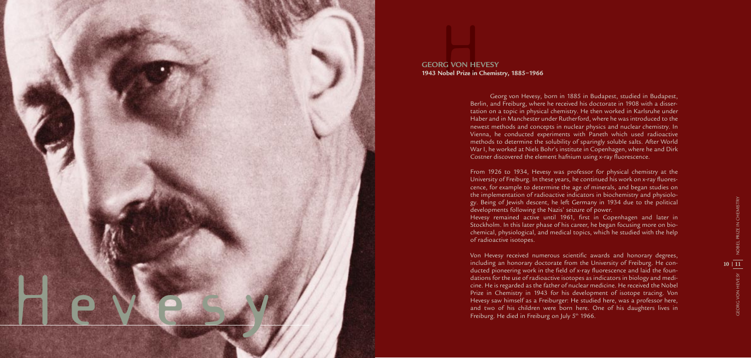## GEORG VON HEVESY

**1943 Nobel Prize in Chemistry, 1885–1966**

Georg von Hevesy, born in 1885 in Budapest, studied in Budapest, Berlin, and Freiburg, where he received his doctorate in 1908 with a dissertation on a topic in physical chemistry. He then worked in Karlsruhe under Haber and in Manchester under Rutherford, where he was introduced to the newest methods and concepts in nuclear physics and nuclear chemistry. In Vienna, he conducted experiments with Paneth which used radioactive methods to determine the solubility of sparingly soluble salts. After World War I, he worked at Niels Bohr's institute in Copenhagen, where he and Dirk Costner discovered the element hafnium using x-ray fluorescence.

From 1926 to 1934, Hevesy was professor for physical chemistry at the University of Freiburg. In these years, he continued his work on x-ray fluorescence, for example to determine the age of minerals, and began studies on the implementation of radioactive indicators in biochemistry and physiology. Being of Jewish descent, he left Germany in 1934 due to the political developments following the Nazis' seizure of power.

Hevesy remained active until 1961, first in Copenhagen and later in Stockholm. In this later phase of his career, he began focusing more on biochemical, physiological, and medical topics, which he studied with the help of radioactive isotopes.

Von Hevesy received numerous scientific awards and honorary degrees, including an honorary doctorate from the University of Freiburg. He conducted pioneering work in the field of x-ray fluorescence and laid the foundations for the use of radioactive isotopes as indicators in biology and medicine. He is regarded as the father of nuclear medicine. He received the Nobel Prize in Chemistry in 1943 for his development of isotope tracing. Von Hevesy saw himself as a Freiburger: He studied here, was a professor here, and two of his children were born here. One of his daughters lives in Freiburg. He died in Freiburg on July 5th 1966.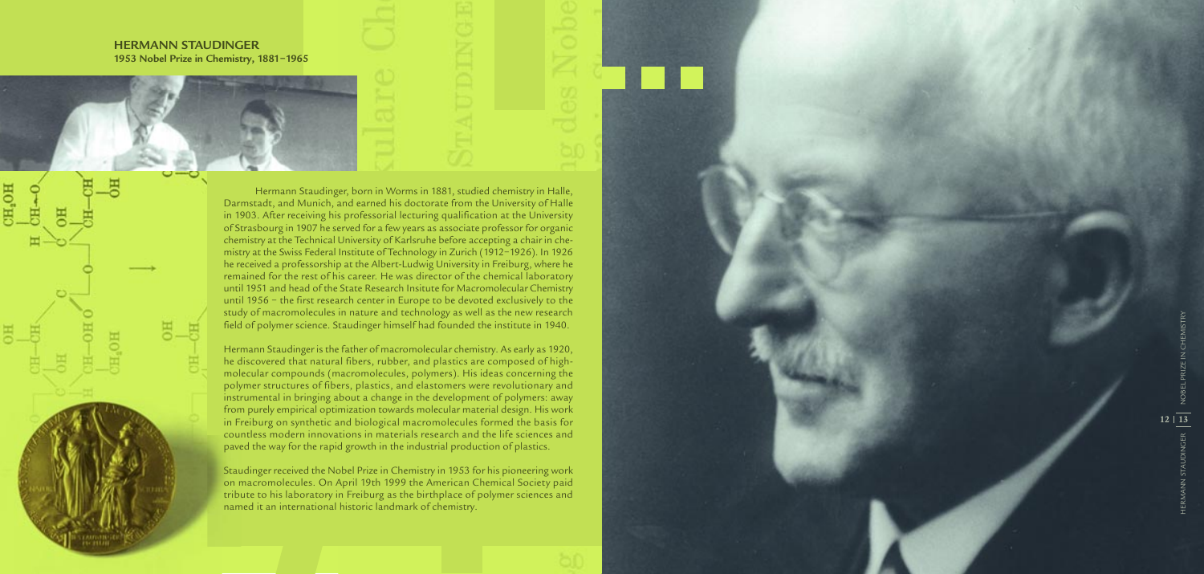# HERMANN STAUDINGER

**1953 Nobel Prize in Chemistry, 1881–1965**

Hermann Staudinger, born in Worms in 1881, studied chemistry in Halle, Darmstadt, and Munich, and earned his doctorate from the University of Halle in 1903. After receiving his professorial lecturing qualification at the University of Strasbourg in 1907 he served for a few years as associate professor for organic chemistry at the Technical University of Karlsruhe before accepting a chair in chemistry at the Swiss Federal Institute of Technology in Zurich (1912–1926). In 1926 he received a professorship at the Albert-Ludwig University in Freiburg, where he remained for the rest of his career. He was director of the chemical laboratory until 1951 and head of the State Research Insitute for Macromolecular Chemistry until 1956 – the first research center in Europe to be devoted exclusively to the study of macromolecules in nature and technology as well as the new research field of polymer science. Staudinger himself had founded the institute in 1940.

Hermann Staudinger is the father of macromolecular chemistry. As early as 1920, he discovered that natural fibers, rubber, and plastics are composed of high-molecular compounds (macromolecules, polymers). His ideas concerning the polymer structures of fibers, plastics, and elastomers were revolutionary and instrumental in bringing about a change in the development of polymers: away from purely empirical optimization towards molecular material design. His work in Freiburg on synthetic and biological macromolecules formed the basis for countless modern innovations in materials research and the life sciences and paved the way for the rapid growth in the industrial production of plastics.

Staudinger received the Nobel Prize in Chemistry in 1953 for his pioneering work on macromolecules. On April 19th 1999 the American Chemical Society paid tribute to his laboratory in Freiburg as the birthplace of polymer sciences and named it an international historic landmark of chemistry.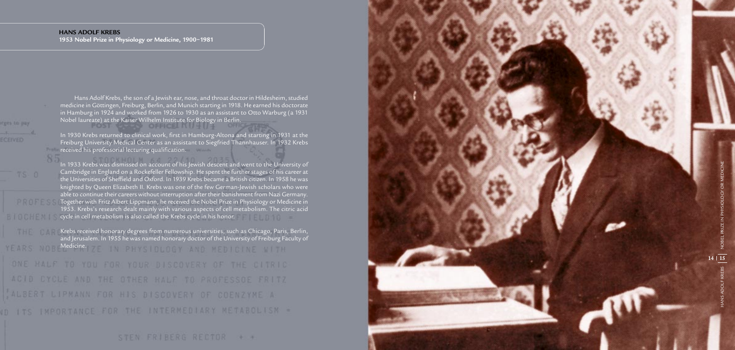**HANS ADOLF KREBS**
**1953 Nobel Prize in Physiology or Medicine, 1900–1981**

Hans Adolf Krebs, the son of a Jewish ear, nose, and throat doctor in Hildesheim, studied medicine in Göttingen, Freiburg, Berlin, and Munich starting in 1918. He earned his doctorate in Hamburg in 1924 and worked from 1926 to 1930 as an assistant to Otto Warburg (a 1931 Nobel laureate) at the Kaiser Wilhelm Institute for Biology in Berlin.

In 1930 Krebs returned to clinical work, first in Hamburg-Altona and starting in 1931 at the Freiburg University Medical Center as an assistant to Siegfried Thannhauser. In 1932 Krebs received his professorial lecturing qualification.

In 1933 Krebs was dismissed on account of his Jewish descent and went to the University of Cambridge in England on a Rockefeller Fellowship. He spent the further stages of his career at the Universities of Sheffield and Oxford. In 1939 Krebs became a British citizen. In 1958 he was knighted by Queen Elizabeth II. Krebs was one of the few German-Jewish scholars who were able to continue their careers without interruption after their banishment from Nazi Germany. Together with Fritz Albert Lippmann, he received the Nobel Prize in Physiology or Medicine in 1953. Krebs's research dealt mainly with various aspects of cell metabolism. The citric acid cycle in cell metabolism is also called the Krebs cycle in his honor.

Krebs received honorary degrees from numerous universities, such as Chicago, Paris, Berlin, and Jerusalem. In 1955 he was named honorary doctor of the University of Freiburg Faculty of Medicine.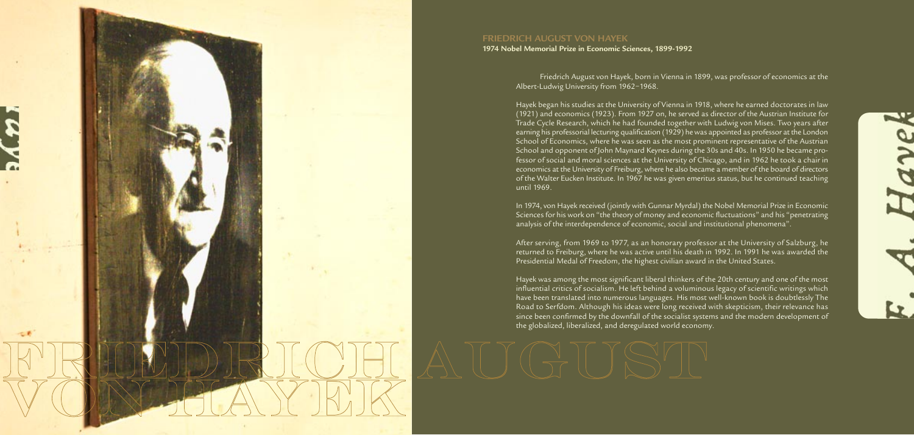## FRIEDRICH AUGUST VON HAYEK

**1974 Nobel Memorial Prize in Economic Sciences, 1899-1992**

Friedrich August von Hayek, born in Vienna in 1899, was professor of economics at the Albert-Ludwig University from 1962–1968.

Hayek began his studies at the University of Vienna in 1918, where he earned doctorates in law (1921) and economics (1923). From 1927 on, he served as director of the Austrian Institute for Trade Cycle Research, which he had founded together with Ludwig von Mises. Two years after earning his professorial lecturing qualification (1929) he was appointed as professor at the London School of Economics, where he was seen as the most prominent representative of the Austrian School and opponent of John Maynard Keynes during the 30s and 40s. In 1950 he became professor of social and moral sciences at the University of Chicago, and in 1962 he took a chair in economics at the University of Freiburg, where he also became a member of the board of directors of the Walter Eucken Institute. In 1967 he was given emeritus status, but he continued teaching until 1969.

In 1974, von Hayek received (jointly with Gunnar Myrdal) the Nobel Memorial Prize in Economic Sciences for his work on "the theory of money and economic fluctuations" and his "penetrating analysis of the interdependence of economic, social and institutional phenomena".

After serving, from 1969 to 1977, as an honorary professor at the University of Salzburg, he returned to Freiburg, where he was active until his death in 1992. In 1991 he was awarded the Presidential Medal of Freedom, the highest civilian award in the United States.

Hayek was among the most significant liberal thinkers of the 20th century and one of the most influential critics of socialism. He left behind a voluminous legacy of scientific writings which have been translated into numerous languages. His most well-known book is doubtlessly The Road to Serfdom. Although his ideas were long received with skepticism, their relevance has since been confirmed by the downfall of the socialist systems and the modern development of the globalized, liberalized, and deregulated world economy.

FRIEDRICH AUGUST VON HAYEK

F. A. Hayek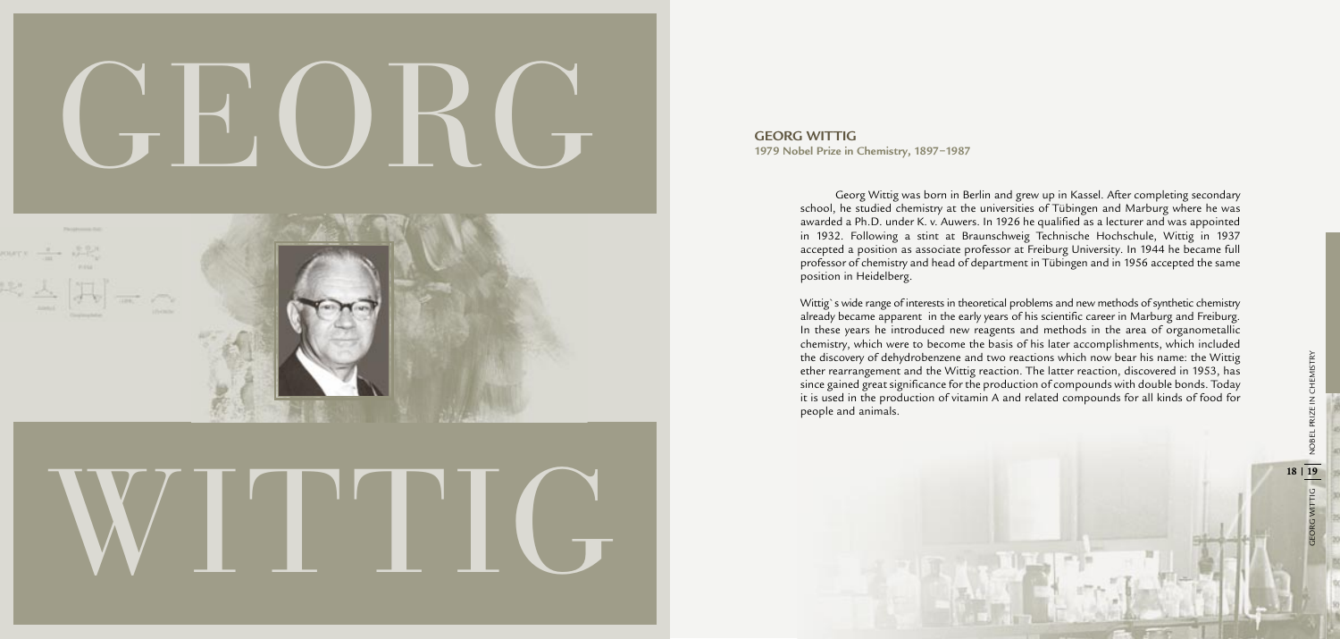# GEORG WITTIG

## GEORG WITTIG

**1979 Nobel Prize in Chemistry, 1897–1987**

Georg Wittig was born in Berlin and grew up in Kassel. After completing secondary school, he studied chemistry at the universities of Tübingen and Marburg where he was awarded a Ph.D. under K. v. Auwers. In 1926 he qualified as a lecturer and was appointed in 1932. Following a stint at Braunschweig Technische Hochschule, Wittig in 1937 accepted a position as associate professor at Freiburg University. In 1944 he became full professor of chemistry and head of department in Tübingen and in 1956 accepted the same position in Heidelberg.

Wittig`s wide range of interests in theoretical problems and new methods of synthetic chemistry already became apparent in the early years of his scientific career in Marburg and Freiburg. In these years he introduced new reagents and methods in the area of organometallic chemistry, which were to become the basis of his later accomplishments, which included the discovery of dehydrobenzene and two reactions which now bear his name: the Wittig ether rearrangement and the Wittig reaction. The latter reaction, discovered in 1953, has since gained great significance for the production of compounds with double bonds. Today it is used in the production of vitamin A and related compounds for all kinds of food for people and animals.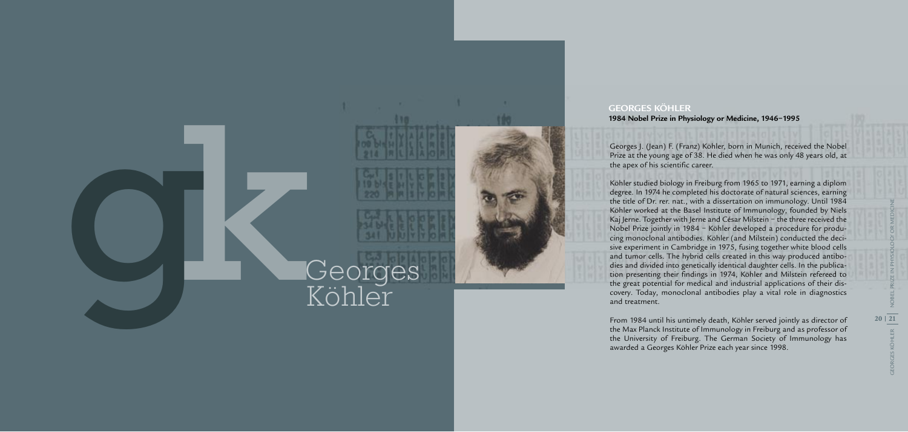Georges
Köhler

## GEORGES KÖHLER

**1984 Nobel Prize in Physiology or Medicine, 1946–1995**

Georges J. (Jean) F. (Franz) Köhler, born in Munich, received the Nobel Prize at the young age of 38. He died when he was only 48 years old, at the apex of his scientific career.

Köhler studied biology in Freiburg from 1965 to 1971, earning a diplom degree. In 1974 he completed his doctorate of natural sciences, earning the title of Dr. rer. nat., with a dissertation on immunology. Until 1984 Köhler worked at the Basel Institute of Immunology, founded by Niels Kaj Jerne. Together with Jerne and César Milstein – the three received the Nobel Prize jointly in 1984 – Köhler developed a procedure for producing monoclonal antibodies. Köhler (and Milstein) conducted the decisive experiment in Cambridge in 1975, fusing together white blood cells and tumor cells. The hybrid cells created in this way produced antibodies and divided into genetically identical daughter cells. In the publication presenting their findings in 1974, Köhler and Milstein refereed to the great potential for medical and industrial applications of their discovery. Today, monoclonal antibodies play a vital role in diagnostics and treatment.

From 1984 until his untimely death, Köhler served jointly as director of the Max Planck Institute of Immunology in Freiburg and as professor of the University of Freiburg. The German Society of Immunology has awarded a Georges Köhler Prize each year since 1998.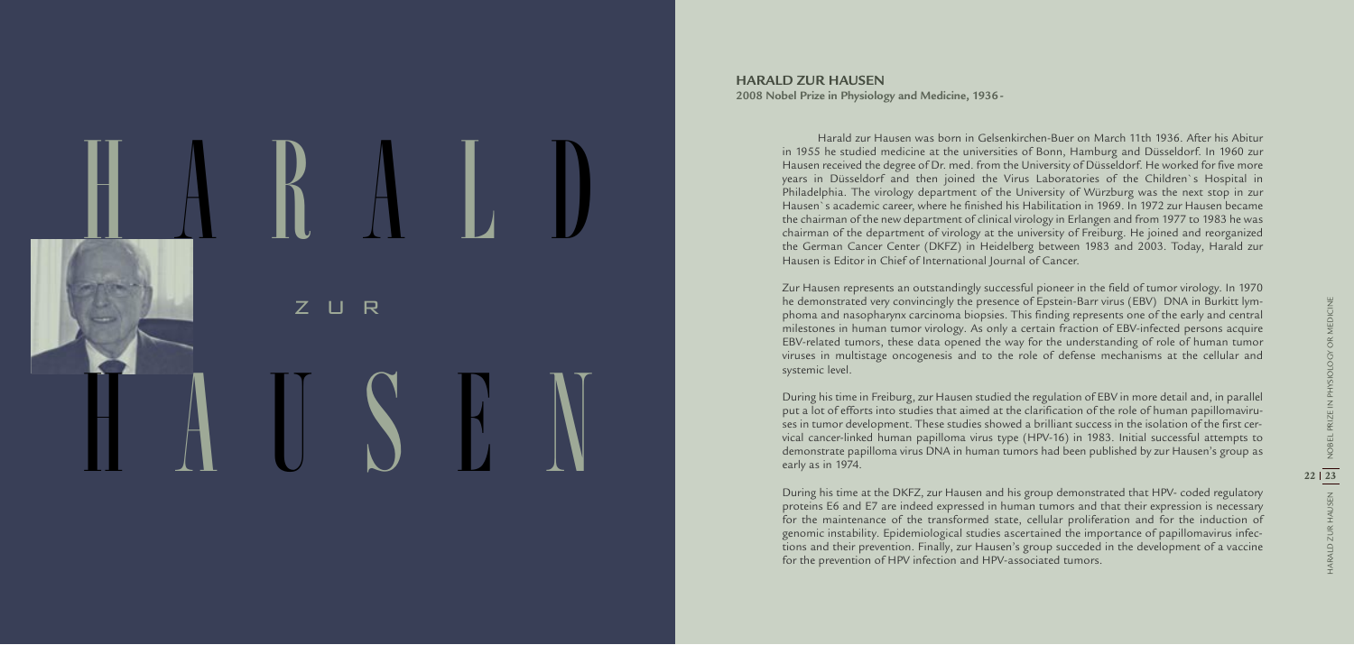# HARALD ZUR HAUSEN

## HARALD ZUR HAUSEN

**2008 Nobel Prize in Physiology and Medicine, 1936 -**

Harald zur Hausen was born in Gelsenkirchen-Buer on March 11th 1936. After his Abitur in 1955 he studied medicine at the universities of Bonn, Hamburg and Düsseldorf. In 1960 zur Hausen received the degree of Dr. med. from the University of Düsseldorf. He worked for five more years in Düsseldorf and then joined the Virus Laboratories of the Children`s Hospital in Philadelphia. The virology department of the University of Würzburg was the next stop in zur Hausen`s academic career, where he finished his Habilitation in 1969. In 1972 zur Hausen became the chairman of the new department of clinical virology in Erlangen and from 1977 to 1983 he was chairman of the department of virology at the university of Freiburg. He joined and reorganized the German Cancer Center (DKFZ) in Heidelberg between 1983 and 2003. Today, Harald zur Hausen is Editor in Chief of International Journal of Cancer.

Zur Hausen represents an outstandingly successful pioneer in the field of tumor virology. In 1970 he demonstrated very convincingly the presence of Epstein-Barr virus (EBV) DNA in Burkitt lymphoma and nasopharynx carcinoma biopsies. This finding represents one of the early and central milestones in human tumor virology. As only a certain fraction of EBV-infected persons acquire EBV-related tumors, these data opened the way for the understanding of role of human tumor viruses in multistage oncogenesis and to the role of defense mechanisms at the cellular and systemic level.

During his time in Freiburg, zur Hausen studied the regulation of EBV in more detail and, in parallel put a lot of efforts into studies that aimed at the clarification of the role of human papillomaviruses in tumor development. These studies showed a brilliant success in the isolation of the first cervical cancer-linked human papilloma virus type (HPV-16) in 1983. Initial successful attempts to demonstrate papilloma virus DNA in human tumors had been published by zur Hausen's group as early as in 1974.

During his time at the DKFZ, zur Hausen and his group demonstrated that HPV- coded regulatory proteins E6 and E7 are indeed expressed in human tumors and that their expression is necessary for the maintenance of the transformed state, cellular proliferation and for the induction of genomic instability. Epidemiological studies ascertained the importance of papillomavirus infections and their prevention. Finally, zur Hausen's group succeded in the development of a vaccine for the prevention of HPV infection and HPV-associated tumors.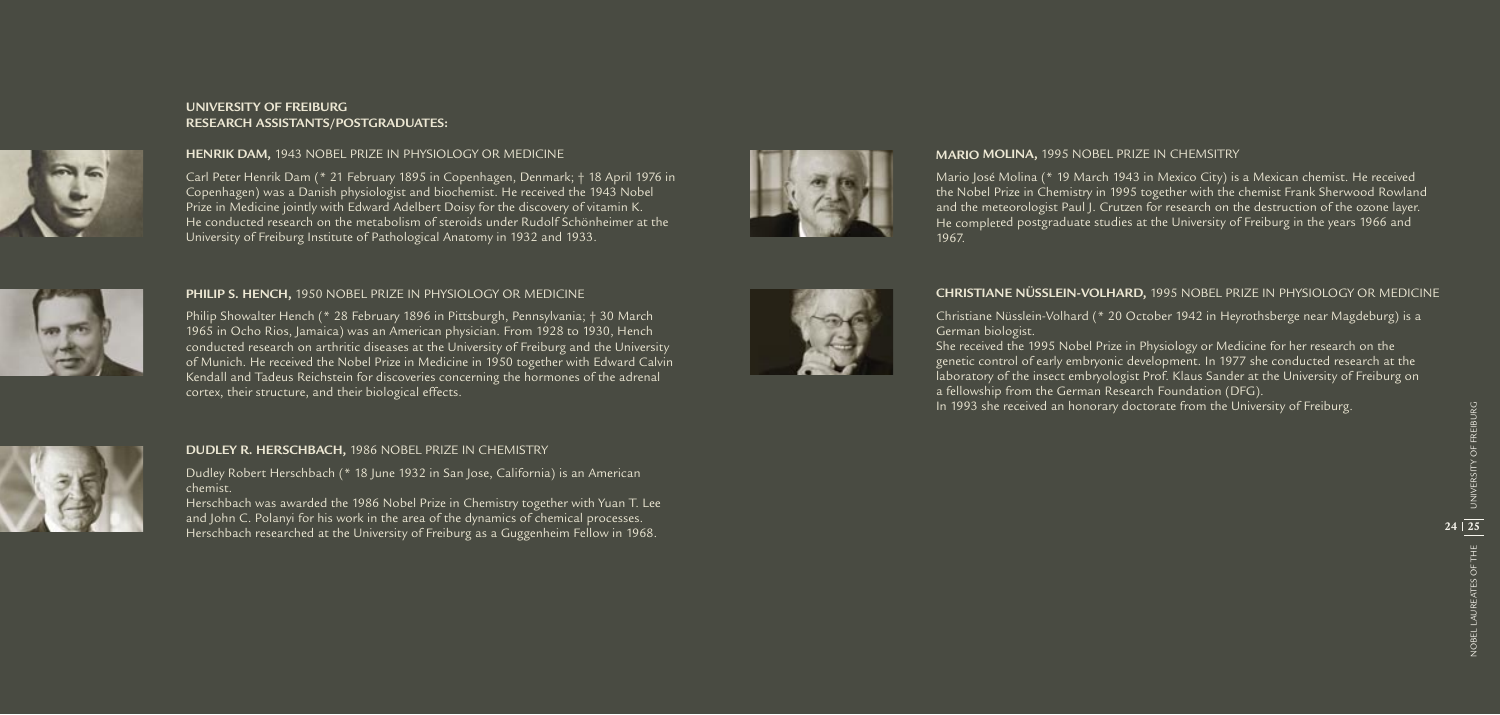## UNIVERSITY OF FREIBURG RESEARCH ASSISTANTS/POSTGRADUATES:

### HENRIK DAM, 1943 NOBEL PRIZE IN PHYSIOLOGY OR MEDICINE

Carl Peter Henrik Dam (* 21 February 1895 in Copenhagen, Denmark; † 18 April 1976 in Copenhagen) was a Danish physiologist and biochemist. He received the 1943 Nobel Prize in Medicine jointly with Edward Adelbert Doisy for the discovery of vitamin K. He conducted research on the metabolism of steroids under Rudolf Schönheimer at the University of Freiburg Institute of Pathological Anatomy in 1932 and 1933.

### PHILIP S. HENCH, 1950 NOBEL PRIZE IN PHYSIOLOGY OR MEDICINE

Philip Showalter Hench (* 28 February 1896 in Pittsburgh, Pennsylvania; † 30 March 1965 in Ocho Rios, Jamaica) was an American physician. From 1928 to 1930, Hench conducted research on arthritic diseases at the University of Freiburg and the University of Munich. He received the Nobel Prize in Medicine in 1950 together with Edward Calvin Kendall and Tadeus Reichstein for discoveries concerning the hormones of the adrenal cortex, their structure, and their biological effects.

### DUDLEY R. HERSCHBACH, 1986 NOBEL PRIZE IN CHEMISTRY

Dudley Robert Herschbach (* 18 June 1932 in San Jose, California) is an American chemist.

Herschbach was awarded the 1986 Nobel Prize in Chemistry together with Yuan T. Lee and John C. Polanyi for his work in the area of the dynamics of chemical processes. Herschbach researched at the University of Freiburg as a Guggenheim Fellow in 1968.

### MARIO MOLINA, 1995 NOBEL PRIZE IN CHEMSITRY

Mario José Molina (* 19 March 1943 in Mexico City) is a Mexican chemist. He received the Nobel Prize in Chemistry in 1995 together with the chemist Frank Sherwood Rowland and the meteorologist Paul J. Crutzen for research on the destruction of the ozone layer. He completed postgraduate studies at the University of Freiburg in the years 1966 and 1967.

### CHRISTIANE NÜSSLEIN-VOLHARD, 1995 NOBEL PRIZE IN PHYSIOLOGY OR MEDICINE

Christiane Nüsslein-Volhard (* 20 October 1942 in Heyrothsberge near Magdeburg) is a German biologist.

She received the 1995 Nobel Prize in Physiology or Medicine for her research on the genetic control of early embryonic development. In 1977 she conducted research at the laboratory of the insect embryologist Prof. Klaus Sander at the University of Freiburg on a fellowship from the German Research Foundation (DFG).

In 1993 she received an honorary doctorate from the University of Freiburg.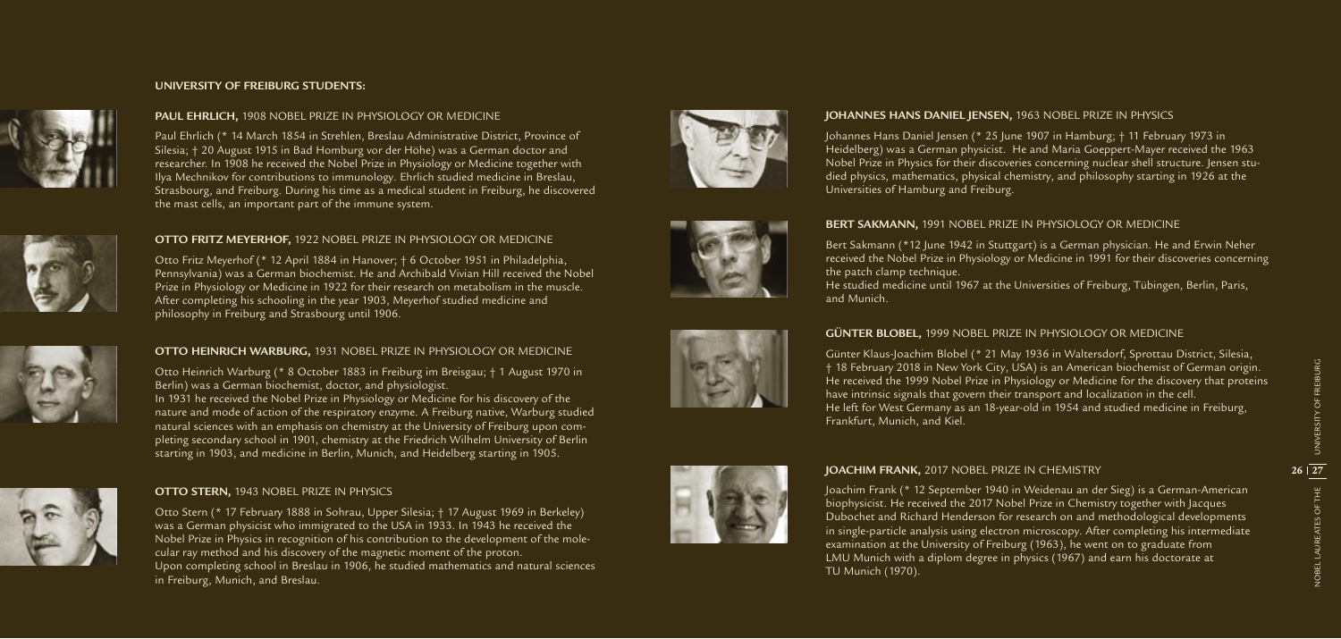## UNIVERSITY OF FREIBURG STUDENTS:

### PAUL EHRLICH, 1908 NOBEL PRIZE IN PHYSIOLOGY OR MEDICINE

Paul Ehrlich (* 14 March 1854 in Strehlen, Breslau Administrative District, Province of Silesia; † 20 August 1915 in Bad Homburg vor der Höhe) was a German doctor and researcher. In 1908 he received the Nobel Prize in Physiology or Medicine together with Ilya Mechnikov for contributions to immunology. Ehrlich studied medicine in Breslau, Strasbourg, and Freiburg. During his time as a medical student in Freiburg, he discovered the mast cells, an important part of the immune system.

### OTTO FRITZ MEYERHOF, 1922 NOBEL PRIZE IN PHYSIOLOGY OR MEDICINE

Otto Fritz Meyerhof (* 12 April 1884 in Hanover; † 6 October 1951 in Philadelphia, Pennsylvania) was a German biochemist. He and Archibald Vivian Hill received the Nobel Prize in Physiology or Medicine in 1922 for their research on metabolism in the muscle. After completing his schooling in the year 1903, Meyerhof studied medicine and philosophy in Freiburg and Strasbourg until 1906.

### OTTO HEINRICH WARBURG, 1931 NOBEL PRIZE IN PHYSIOLOGY OR MEDICINE

Otto Heinrich Warburg (* 8 October 1883 in Freiburg im Breisgau; † 1 August 1970 in Berlin) was a German biochemist, doctor, and physiologist.
In 1931 he received the Nobel Prize in Physiology or Medicine for his discovery of the nature and mode of action of the respiratory enzyme. A Freiburg native, Warburg studied natural sciences with an emphasis on chemistry at the University of Freiburg upon completing secondary school in 1901, chemistry at the Friedrich Wilhelm University of Berlin starting in 1903, and medicine in Berlin, Munich, and Heidelberg starting in 1905.

### OTTO STERN, 1943 NOBEL PRIZE IN PHYSICS

Otto Stern (* 17 February 1888 in Sohrau, Upper Silesia; † 17 August 1969 in Berkeley) was a German physicist who immigrated to the USA in 1933. In 1943 he received the Nobel Prize in Physics in recognition of his contribution to the development of the molecular ray method and his discovery of the magnetic moment of the proton.
Upon completing school in Breslau in 1906, he studied mathematics and natural sciences in Freiburg, Munich, and Breslau.

### JOHANNES HANS DANIEL JENSEN, 1963 NOBEL PRIZE IN PHYSICS

Johannes Hans Daniel Jensen (* 25 June 1907 in Hamburg; † 11 February 1973 in Heidelberg) was a German physicist. He and Maria Goeppert-Mayer received the 1963 Nobel Prize in Physics for their discoveries concerning nuclear shell structure. Jensen studied physics, mathematics, physical chemistry, and philosophy starting in 1926 at the Universities of Hamburg and Freiburg.

### BERT SAKMANN, 1991 NOBEL PRIZE IN PHYSIOLOGY OR MEDICINE

Bert Sakmann (*12 June 1942 in Stuttgart) is a German physician. He and Erwin Neher received the Nobel Prize in Physiology or Medicine in 1991 for their discoveries concerning the patch clamp technique.
He studied medicine until 1967 at the Universities of Freiburg, Tübingen, Berlin, Paris, and Munich.

### GÜNTER BLOBEL, 1999 NOBEL PRIZE IN PHYSIOLOGY OR MEDICINE

Günter Klaus-Joachim Blobel (* 21 May 1936 in Waltersdorf, Sprottau District, Silesia, † 18 February 2018 in New York City, USA) is an American biochemist of German origin. He received the 1999 Nobel Prize in Physiology or Medicine for the discovery that proteins have intrinsic signals that govern their transport and localization in the cell.
He left for West Germany as an 18-year-old in 1954 and studied medicine in Freiburg, Frankfurt, Munich, and Kiel.

### JOACHIM FRANK, 2017 NOBEL PRIZE IN CHEMISTRY

Joachim Frank (* 12 September 1940 in Weidenau an der Sieg) is a German-American biophysicist. He received the 2017 Nobel Prize in Chemistry together with Jacques Dubochet and Richard Henderson for research on and methodological developments in single-particle analysis using electron microscopy. After completing his intermediate examination at the University of Freiburg (1963), he went on to graduate from LMU Munich with a diplom degree in physics (1967) and earn his doctorate at TU Munich (1970).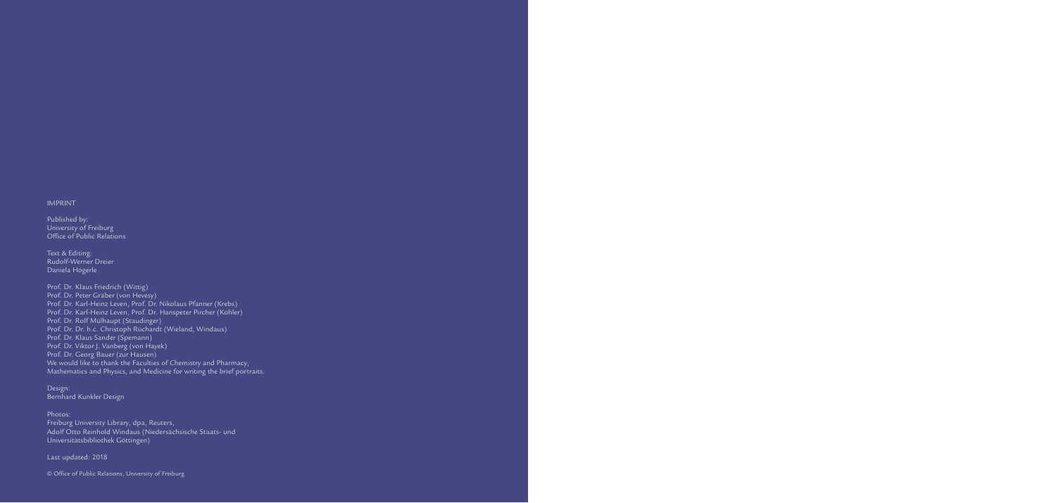IMPRINT

Published by:
University of Freiburg
Office of Public Relations

Text & Editing:
Rudolf-Werner Dreier
Daniela Högerle

Prof. Dr. Klaus Friedrich (Wittig)
Prof. Dr. Peter Gräber (von Hevesy)
Prof. Dr. Karl-Heinz Leven, Prof. Dr. Nikolaus Pfanner (Krebs)
Prof. Dr. Karl-Heinz Leven, Prof. Dr. Hanspeter Pircher (Köhler)
Prof. Dr. Rolf Mulhaupt (Staudinger)
Prof. Dr. Dr. h.c. Christoph Rüchardt (Wieland, Windaus)
Prof. Dr. Klaus Sander (Spemann)
Prof. Dr. Viktor J. Vanberg (von Hayek)
Prof. Dr. Georg Bauer (zur Hausen)
We would like to thank the Faculties of Chemistry and Pharmacy, Mathematics and Physics, and Medicine for writing the brief portraits.

Design:
Bernhard Kunkler Design

Photos:
Freiburg University Library, dpa, Reuters,
Adolf Otto Reinhold Windaus (Niedersächsische Staats- und Universitätsbibliothek Göttingen)

Last updated: 2018

© Office of Public Relations, University of Freiburg